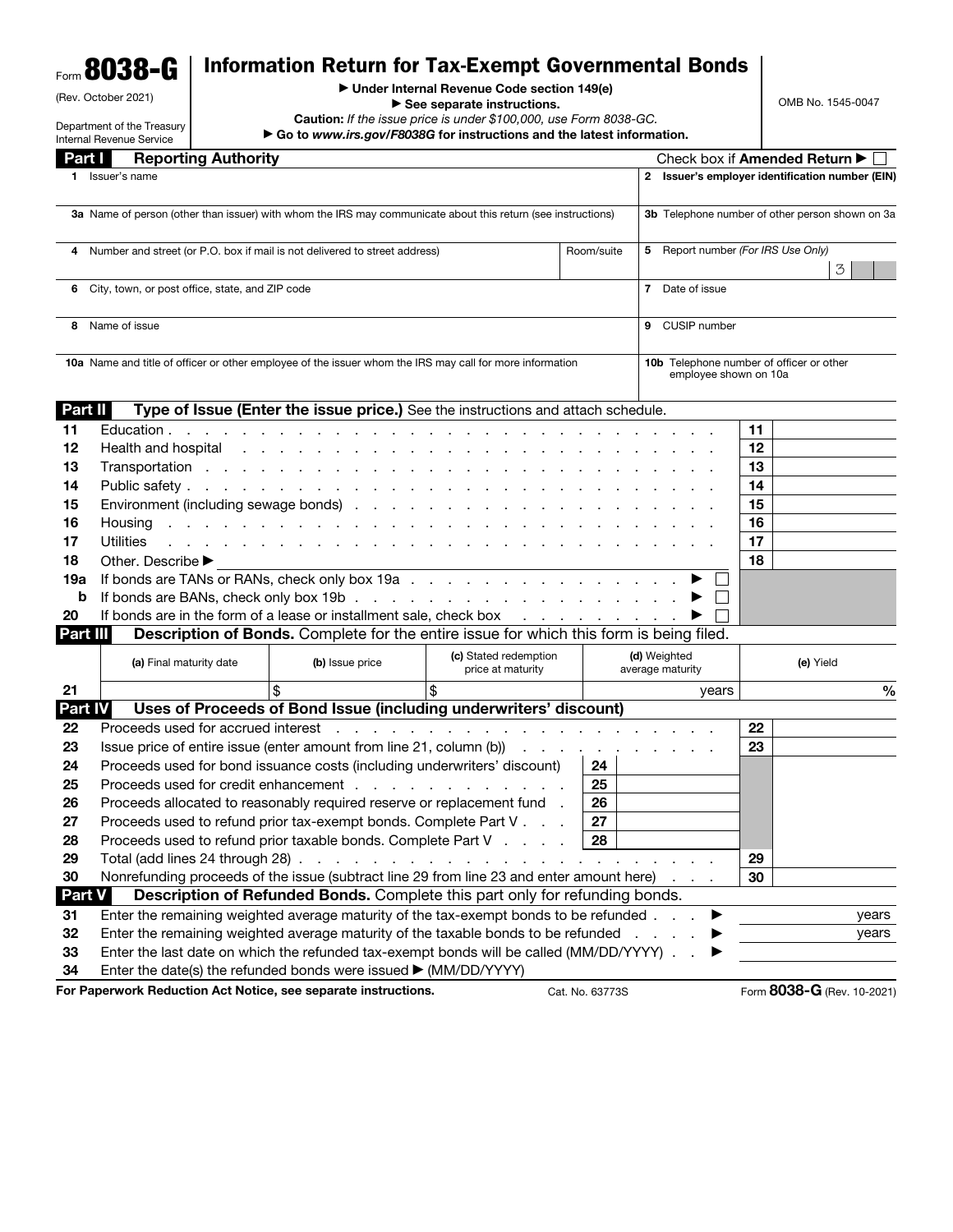Form **8038-G**

(Rev. October 2021)

Department of the Treasury
Internal Revenue Service

# Information Return for Tax-Exempt Governmental Bonds

► Under Internal Revenue Code section 149(e)

► See separate instructions.

**Caution:** *If the issue price is under $100,000, use Form 8038-GC.*

► Go to *www.irs.gov/F8038G* for instructions and the latest information.

OMB No. 1545-0047

## Part I Reporting Authority

Check box if **Amended Return** ► ☐

| | |
|---|---|
| 1 Issuer's name | 2 Issuer's employer identification number (EIN) |
| 3a Name of person (other than issuer) with whom the IRS may communicate about this return (see instructions) | 3b Telephone number of other person shown on 3a |
| 4 Number and street (or P.O. box if mail is not delivered to street address) / Room/suite | 5 Report number *(For IRS Use Only)* 3 |
| 6 City, town, or post office, state, and ZIP code | 7 Date of issue |
| 8 Name of issue | 9 CUSIP number |
| 10a Name and title of officer or other employee of the issuer whom the IRS may call for more information | 10b Telephone number of officer or other employee shown on 10a |

## Part II Type of Issue (Enter the issue price.) See the instructions and attach schedule.

| Line | Description | Line | Amount |
|---|---|---|---|
| 11 | Education | 11 | |
| 12 | Health and hospital | 12 | |
| 13 | Transportation | 13 | |
| 14 | Public safety | 14 | |
| 15 | Environment (including sewage bonds) | 15 | |
| 16 | Housing | 16 | |
| 17 | Utilities | 17 | |
| 18 | Other. Describe ► | 18 | |
| 19a | If bonds are TANs or RANs, check only box 19a ► ☐ | | |
| b | If bonds are BANs, check only box 19b ► ☐ | | |
| 20 | If bonds are in the form of a lease or installment sale, check box ► ☐ | | |

## Part III Description of Bonds. Complete for the entire issue for which this form is being filed.

| | (a) Final maturity date | (b) Issue price | (c) Stated redemption price at maturity | (d) Weighted average maturity | (e) Yield |
|---|---|---|---|---|---|
| 21 | | $ | $ | years | % |

## Part IV Uses of Proceeds of Bond Issue (including underwriters' discount)

| Line | Description | Line | Amount | Line | Amount |
|---|---|---|---|---|---|
| 22 | Proceeds used for accrued interest | | | 22 | |
| 23 | Issue price of entire issue (enter amount from line 21, column (b)) | | | 23 | |
| 24 | Proceeds used for bond issuance costs (including underwriters' discount) | 24 | | | |
| 25 | Proceeds used for credit enhancement | 25 | | | |
| 26 | Proceeds allocated to reasonably required reserve or replacement fund | 26 | | | |
| 27 | Proceeds used to refund prior tax-exempt bonds. Complete Part V | 27 | | | |
| 28 | Proceeds used to refund prior taxable bonds. Complete Part V | 28 | | | |
| 29 | Total (add lines 24 through 28) | | | 29 | |
| 30 | Nonrefunding proceeds of the issue (subtract line 29 from line 23 and enter amount here) | | | 30 | |

## Part V Description of Refunded Bonds. Complete this part only for refunding bonds.

| Line | Description | |
|---|---|---|
| 31 | Enter the remaining weighted average maturity of the tax-exempt bonds to be refunded ► | years |
| 32 | Enter the remaining weighted average maturity of the taxable bonds to be refunded ► | years |
| 33 | Enter the last date on which the refunded tax-exempt bonds will be called (MM/DD/YYYY) ► | |
| 34 | Enter the date(s) the refunded bonds were issued ► (MM/DD/YYYY) | |

**For Paperwork Reduction Act Notice, see separate instructions.** Cat. No. 63773S Form **8038-G** (Rev. 10-2021)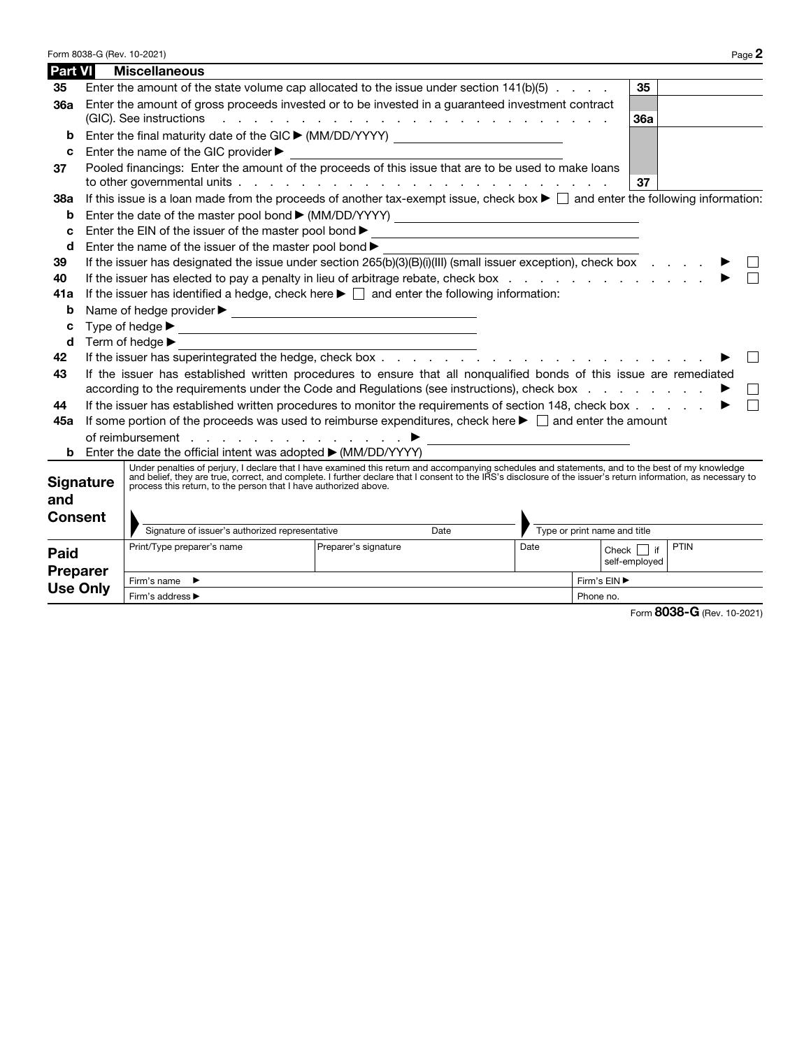## Part VI Miscellaneous

| | | | |
|---|---|---|---|
| 35 | Enter the amount of the state volume cap allocated to the issue under section 141(b)(5) | 35 | |
| 36a | Enter the amount of gross proceeds invested or to be invested in a guaranteed investment contract (GIC). See instructions | 36a | |
| b | Enter the final maturity date of the GIC ▶ (MM/DD/YYYY) | | |
| c | Enter the name of the GIC provider ▶ | | |
| 37 | Pooled financings: Enter the amount of the proceeds of this issue that are to be used to make loans to other governmental units | 37 | |

38a If this issue is a loan made from the proceeds of another tax-exempt issue, check box ▶ ☐ and enter the following information:

b Enter the date of the master pool bond ▶ (MM/DD/YYYY)

c Enter the EIN of the issuer of the master pool bond ▶

d Enter the name of the issuer of the master pool bond ▶

39 If the issuer has designated the issue under section 265(b)(3)(B)(i)(III) (small issuer exception), check box ▶ ☐

40 If the issuer has elected to pay a penalty in lieu of arbitrage rebate, check box ▶ ☐

41a If the issuer has identified a hedge, check here ▶ ☐ and enter the following information:

b Name of hedge provider ▶

c Type of hedge ▶

d Term of hedge ▶

42 If the issuer has superintegrated the hedge, check box ▶ ☐

43 If the issuer has established written procedures to ensure that all nonqualified bonds of this issue are remediated according to the requirements under the Code and Regulations (see instructions), check box ▶ ☐

44 If the issuer has established written procedures to monitor the requirements of section 148, check box ▶ ☐

45a If some portion of the proceeds was used to reimburse expenditures, check here ▶ ☐ and enter the amount of reimbursement ▶

b Enter the date the official intent was adopted ▶ (MM/DD/YYYY)

## Signature and Consent

Under penalties of perjury, I declare that I have examined this return and accompanying schedules and statements, and to the best of my knowledge and belief, they are true, correct, and complete. I further declare that I consent to the IRS's disclosure of the issuer's return information, as necessary to process this return, to the person that I have authorized above.

| | | |
|---|---|---|
| Signature of issuer's authorized representative | Date | Type or print name and title |

## Paid Preparer Use Only

| | | | | |
|---|---|---|---|---|
| Print/Type preparer's name | Preparer's signature | Date | Check ☐ if self-employed | PTIN |
| Firm's name ▶ | | | Firm's EIN ▶ | |
| Firm's address ▶ | | | Phone no. | |

Form **8038-G** (Rev. 10-2021)